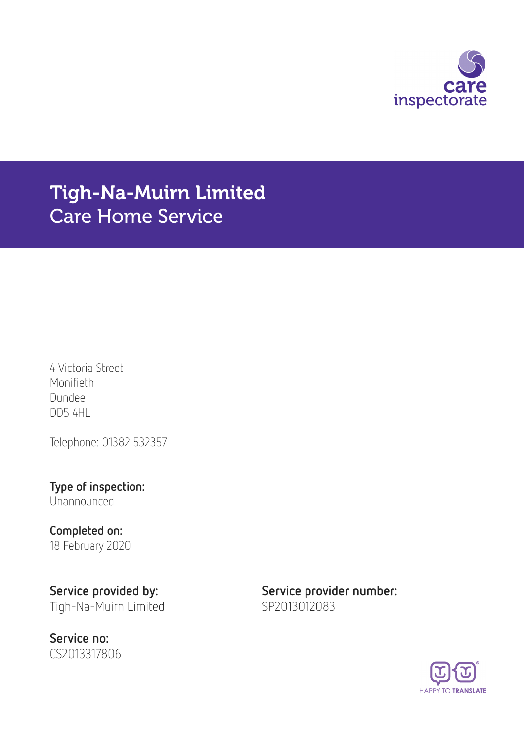care inspectorate

# Tigh-Na-Muirn Limited
## Care Home Service

4 Victoria Street
Monifieth
Dundee
DD5 4HL

Telephone: 01382 532357

**Type of inspection:**
Unannounced

**Completed on:**
18 February 2020

**Service provided by:**
Tigh-Na-Muirn Limited

**Service provider number:**
SP2013012083

**Service no:**
CS2013317806

HAPPY TO TRANSLATE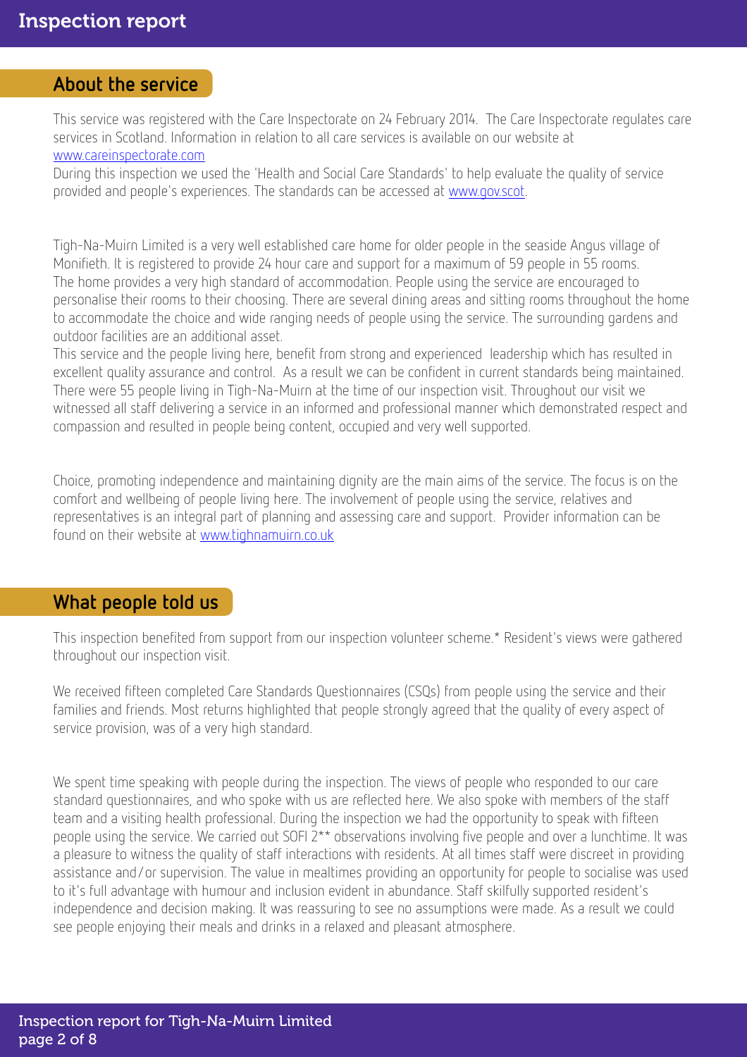## About the service

This service was registered with the Care Inspectorate on 24 February 2014. The Care Inspectorate regulates care services in Scotland. Information in relation to all care services is available on our website at www.careinspectorate.com

During this inspection we used the 'Health and Social Care Standards' to help evaluate the quality of service provided and people's experiences. The standards can be accessed at www.gov.scot.

Tigh-Na-Muirn Limited is a very well established care home for older people in the seaside Angus village of Monifieth. It is registered to provide 24 hour care and support for a maximum of 59 people in 55 rooms. The home provides a very high standard of accommodation. People using the service are encouraged to personalise their rooms to their choosing. There are several dining areas and sitting rooms throughout the home to accommodate the choice and wide ranging needs of people using the service. The surrounding gardens and outdoor facilities are an additional asset.

This service and the people living here, benefit from strong and experienced leadership which has resulted in excellent quality assurance and control. As a result we can be confident in current standards being maintained. There were 55 people living in Tigh-Na-Muirn at the time of our inspection visit. Throughout our visit we witnessed all staff delivering a service in an informed and professional manner which demonstrated respect and compassion and resulted in people being content, occupied and very well supported.

Choice, promoting independence and maintaining dignity are the main aims of the service. The focus is on the comfort and wellbeing of people living here. The involvement of people using the service, relatives and representatives is an integral part of planning and assessing care and support. Provider information can be found on their website at www.tighnamuirn.co.uk

## What people told us

This inspection benefited from support from our inspection volunteer scheme.* Resident's views were gathered throughout our inspection visit.

We received fifteen completed Care Standards Questionnaires (CSQs) from people using the service and their families and friends. Most returns highlighted that people strongly agreed that the quality of every aspect of service provision, was of a very high standard.

We spent time speaking with people during the inspection. The views of people who responded to our care standard questionnaires, and who spoke with us are reflected here. We also spoke with members of the staff team and a visiting health professional. During the inspection we had the opportunity to speak with fifteen people using the service. We carried out SOFI 2** observations involving five people and over a lunchtime. It was a pleasure to witness the quality of staff interactions with residents. At all times staff were discreet in providing assistance and/or supervision. The value in mealtimes providing an opportunity for people to socialise was used to it's full advantage with humour and inclusion evident in abundance. Staff skilfully supported resident's independence and decision making. It was reassuring to see no assumptions were made. As a result we could see people enjoying their meals and drinks in a relaxed and pleasant atmosphere.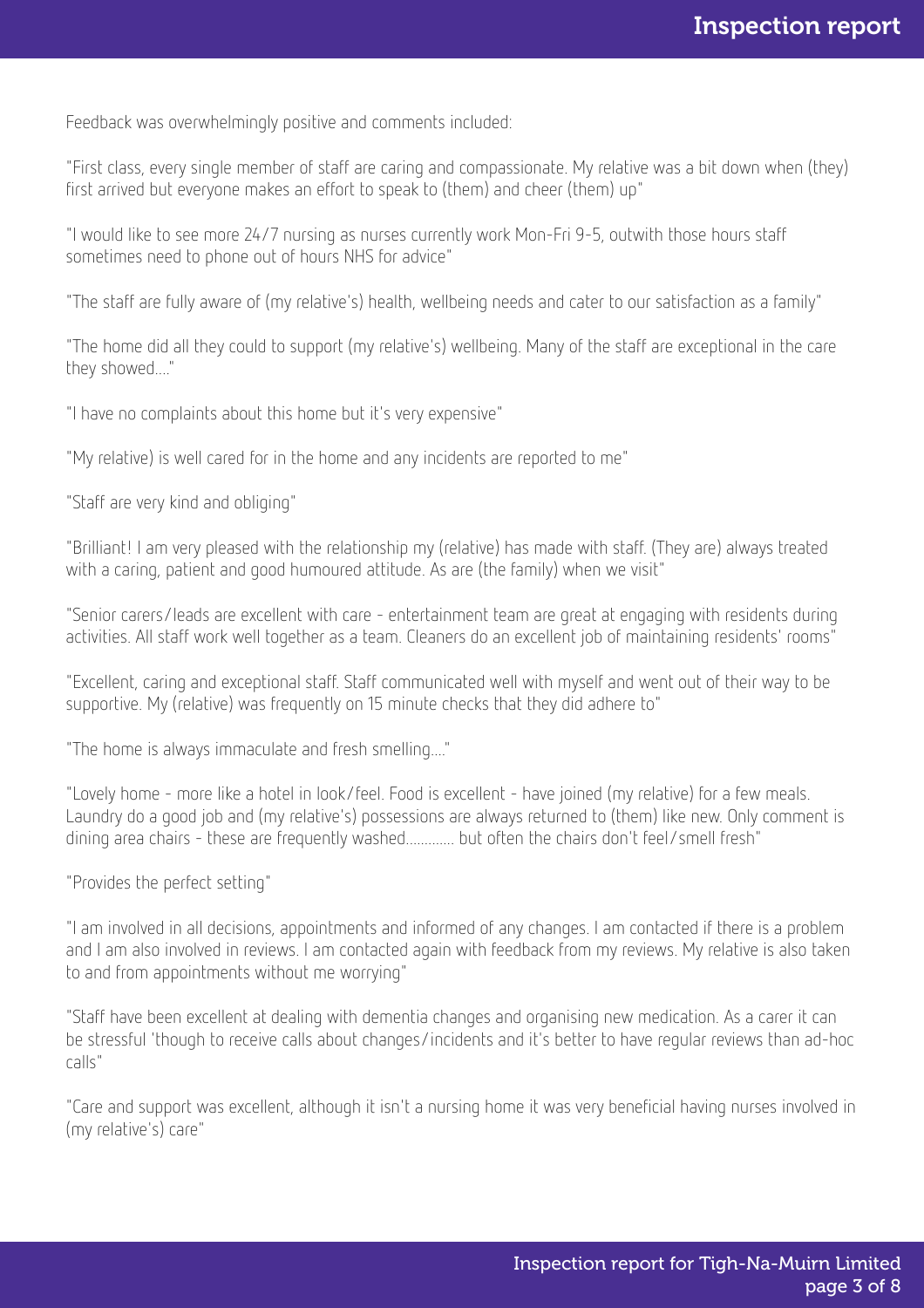Feedback was overwhelmingly positive and comments included:

"First class, every single member of staff are caring and compassionate. My relative was a bit down when (they) first arrived but everyone makes an effort to speak to (them) and cheer (them) up"

"I would like to see more 24/7 nursing as nurses currently work Mon-Fri 9-5, outwith those hours staff sometimes need to phone out of hours NHS for advice"

"The staff are fully aware of (my relative's) health, wellbeing needs and cater to our satisfaction as a family"

"The home did all they could to support (my relative's) wellbeing. Many of the staff are exceptional in the care they showed...."

"I have no complaints about this home but it's very expensive"

"My relative) is well cared for in the home and any incidents are reported to me"

"Staff are very kind and obliging"

"Brilliant! I am very pleased with the relationship my (relative) has made with staff. (They are) always treated with a caring, patient and good humoured attitude. As are (the family) when we visit"

"Senior carers/leads are excellent with care - entertainment team are great at engaging with residents during activities. All staff work well together as a team. Cleaners do an excellent job of maintaining residents' rooms"

"Excellent, caring and exceptional staff. Staff communicated well with myself and went out of their way to be supportive. My (relative) was frequently on 15 minute checks that they did adhere to"

"The home is always immaculate and fresh smelling...."

"Lovely home - more like a hotel in look/feel. Food is excellent - have joined (my relative) for a few meals. Laundry do a good job and (my relative's) possessions are always returned to (them) like new. Only comment is dining area chairs - these are frequently washed............. but often the chairs don't feel/smell fresh"

"Provides the perfect setting"

"I am involved in all decisions, appointments and informed of any changes. I am contacted if there is a problem and I am also involved in reviews. I am contacted again with feedback from my reviews. My relative is also taken to and from appointments without me worrying"

"Staff have been excellent at dealing with dementia changes and organising new medication. As a carer it can be stressful 'though to receive calls about changes/incidents and it's better to have regular reviews than ad-hoc calls"

"Care and support was excellent, although it isn't a nursing home it was very beneficial having nurses involved in (my relative's) care"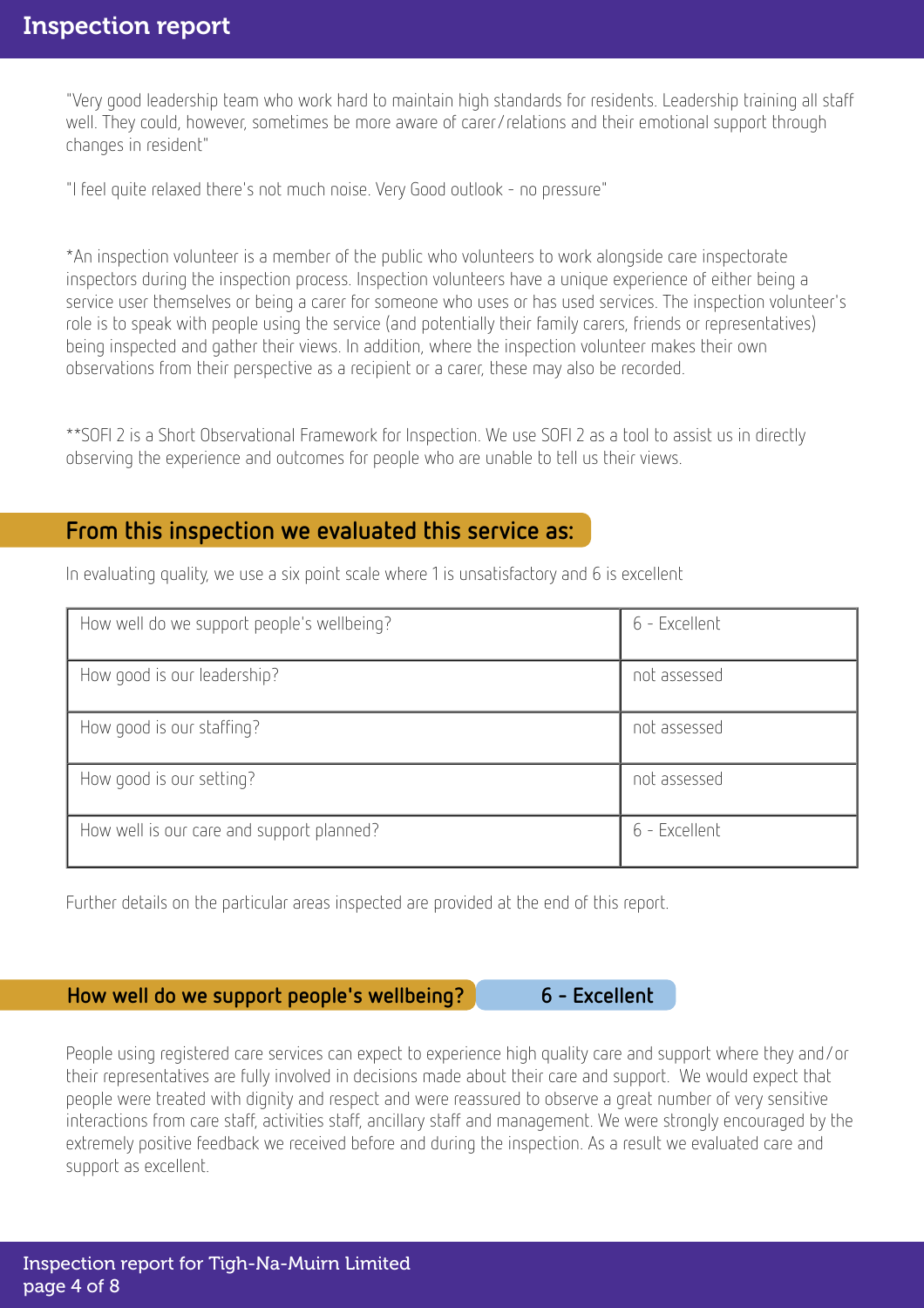"Very good leadership team who work hard to maintain high standards for residents. Leadership training all staff well. They could, however, sometimes be more aware of carer/relations and their emotional support through changes in resident"

"I feel quite relaxed there's not much noise. Very Good outlook - no pressure"

*An inspection volunteer is a member of the public who volunteers to work alongside care inspectorate inspectors during the inspection process. Inspection volunteers have a unique experience of either being a service user themselves or being a carer for someone who uses or has used services. The inspection volunteer's role is to speak with people using the service (and potentially their family carers, friends or representatives) being inspected and gather their views. In addition, where the inspection volunteer makes their own observations from their perspective as a recipient or a carer, these may also be recorded.

**SOFI 2 is a Short Observational Framework for Inspection. We use SOFI 2 as a tool to assist us in directly observing the experience and outcomes for people who are unable to tell us their views.

## From this inspection we evaluated this service as:

In evaluating quality, we use a six point scale where 1 is unsatisfactory and 6 is excellent

| | |
|---|---|
| How well do we support people's wellbeing? | 6 - Excellent |
| How good is our leadership? | not assessed |
| How good is our staffing? | not assessed |
| How good is our setting? | not assessed |
| How well is our care and support planned? | 6 - Excellent |

Further details on the particular areas inspected are provided at the end of this report.

## How well do we support people's wellbeing? 6 - Excellent

People using registered care services can expect to experience high quality care and support where they and/or their representatives are fully involved in decisions made about their care and support. We would expect that people were treated with dignity and respect and were reassured to observe a great number of very sensitive interactions from care staff, activities staff, ancillary staff and management. We were strongly encouraged by the extremely positive feedback we received before and during the inspection. As a result we evaluated care and support as excellent.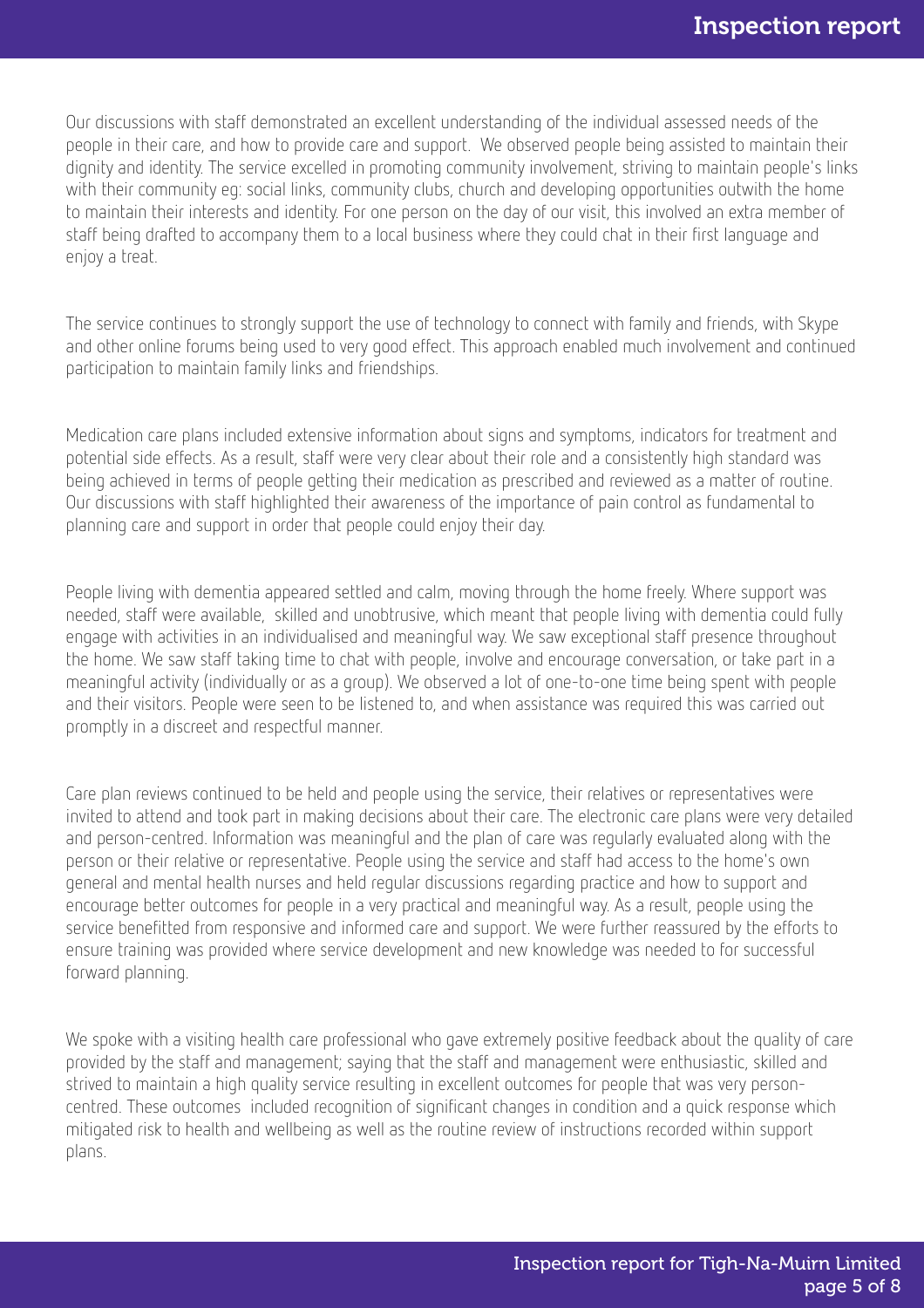Our discussions with staff demonstrated an excellent understanding of the individual assessed needs of the people in their care, and how to provide care and support. We observed people being assisted to maintain their dignity and identity. The service excelled in promoting community involvement, striving to maintain people's links with their community eg: social links, community clubs, church and developing opportunities outwith the home to maintain their interests and identity. For one person on the day of our visit, this involved an extra member of staff being drafted to accompany them to a local business where they could chat in their first language and enjoy a treat.

The service continues to strongly support the use of technology to connect with family and friends, with Skype and other online forums being used to very good effect. This approach enabled much involvement and continued participation to maintain family links and friendships.

Medication care plans included extensive information about signs and symptoms, indicators for treatment and potential side effects. As a result, staff were very clear about their role and a consistently high standard was being achieved in terms of people getting their medication as prescribed and reviewed as a matter of routine. Our discussions with staff highlighted their awareness of the importance of pain control as fundamental to planning care and support in order that people could enjoy their day.

People living with dementia appeared settled and calm, moving through the home freely. Where support was needed, staff were available, skilled and unobtrusive, which meant that people living with dementia could fully engage with activities in an individualised and meaningful way. We saw exceptional staff presence throughout the home. We saw staff taking time to chat with people, involve and encourage conversation, or take part in a meaningful activity (individually or as a group). We observed a lot of one-to-one time being spent with people and their visitors. People were seen to be listened to, and when assistance was required this was carried out promptly in a discreet and respectful manner.

Care plan reviews continued to be held and people using the service, their relatives or representatives were invited to attend and took part in making decisions about their care. The electronic care plans were very detailed and person-centred. Information was meaningful and the plan of care was regularly evaluated along with the person or their relative or representative. People using the service and staff had access to the home's own general and mental health nurses and held regular discussions regarding practice and how to support and encourage better outcomes for people in a very practical and meaningful way. As a result, people using the service benefitted from responsive and informed care and support. We were further reassured by the efforts to ensure training was provided where service development and new knowledge was needed to for successful forward planning.

We spoke with a visiting health care professional who gave extremely positive feedback about the quality of care provided by the staff and management; saying that the staff and management were enthusiastic, skilled and strived to maintain a high quality service resulting in excellent outcomes for people that was very person-centred. These outcomes included recognition of significant changes in condition and a quick response which mitigated risk to health and wellbeing as well as the routine review of instructions recorded within support plans.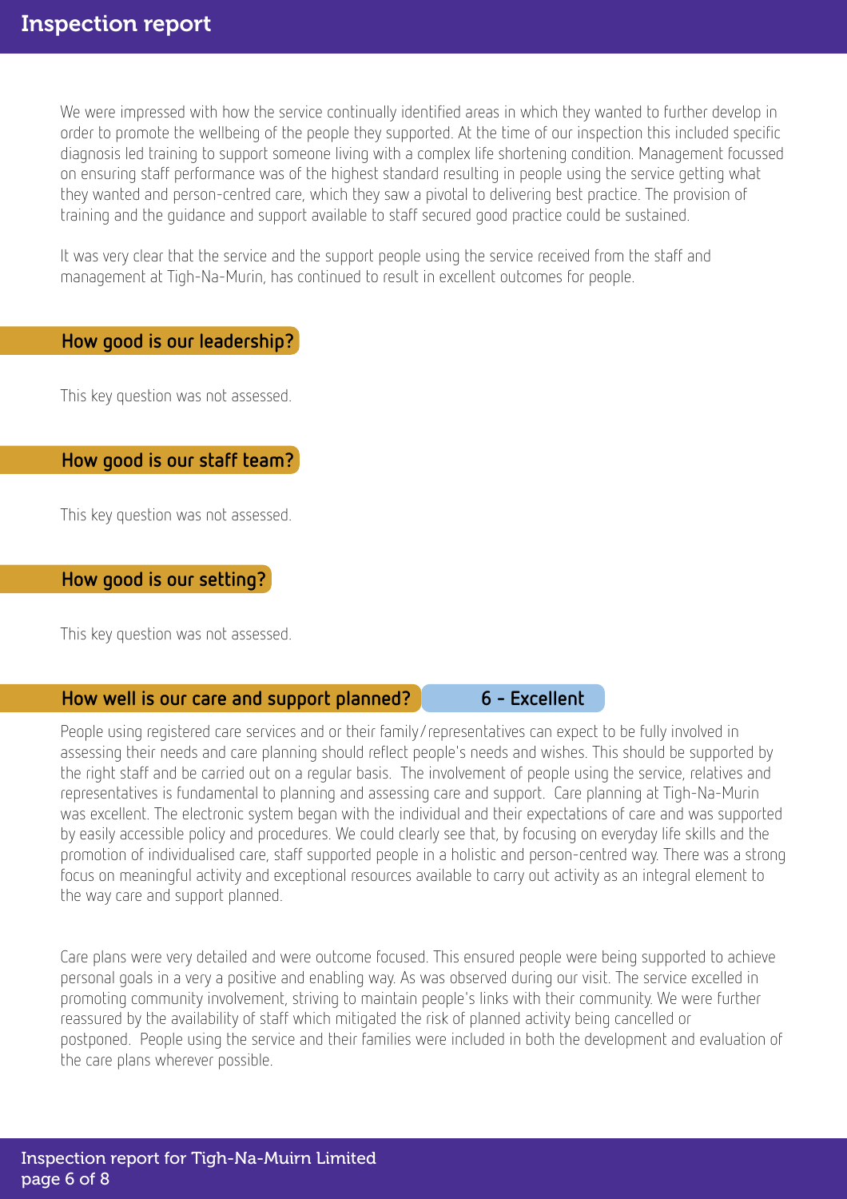We were impressed with how the service continually identified areas in which they wanted to further develop in order to promote the wellbeing of the people they supported. At the time of our inspection this included specific diagnosis led training to support someone living with a complex life shortening condition. Management focussed on ensuring staff performance was of the highest standard resulting in people using the service getting what they wanted and person-centred care, which they saw a pivotal to delivering best practice. The provision of training and the guidance and support available to staff secured good practice could be sustained.

It was very clear that the service and the support people using the service received from the staff and management at Tigh-Na-Murin, has continued to result in excellent outcomes for people.

## How good is our leadership?

This key question was not assessed.

## How good is our staff team?

This key question was not assessed.

## How good is our setting?

This key question was not assessed.

## How well is our care and support planned? 6 - Excellent

People using registered care services and or their family/representatives can expect to be fully involved in assessing their needs and care planning should reflect people's needs and wishes. This should be supported by the right staff and be carried out on a regular basis. The involvement of people using the service, relatives and representatives is fundamental to planning and assessing care and support. Care planning at Tigh-Na-Murin was excellent. The electronic system began with the individual and their expectations of care and was supported by easily accessible policy and procedures. We could clearly see that, by focusing on everyday life skills and the promotion of individualised care, staff supported people in a holistic and person-centred way. There was a strong focus on meaningful activity and exceptional resources available to carry out activity as an integral element to the way care and support planned.

Care plans were very detailed and were outcome focused. This ensured people were being supported to achieve personal goals in a very a positive and enabling way. As was observed during our visit. The service excelled in promoting community involvement, striving to maintain people's links with their community. We were further reassured by the availability of staff which mitigated the risk of planned activity being cancelled or postponed. People using the service and their families were included in both the development and evaluation of the care plans wherever possible.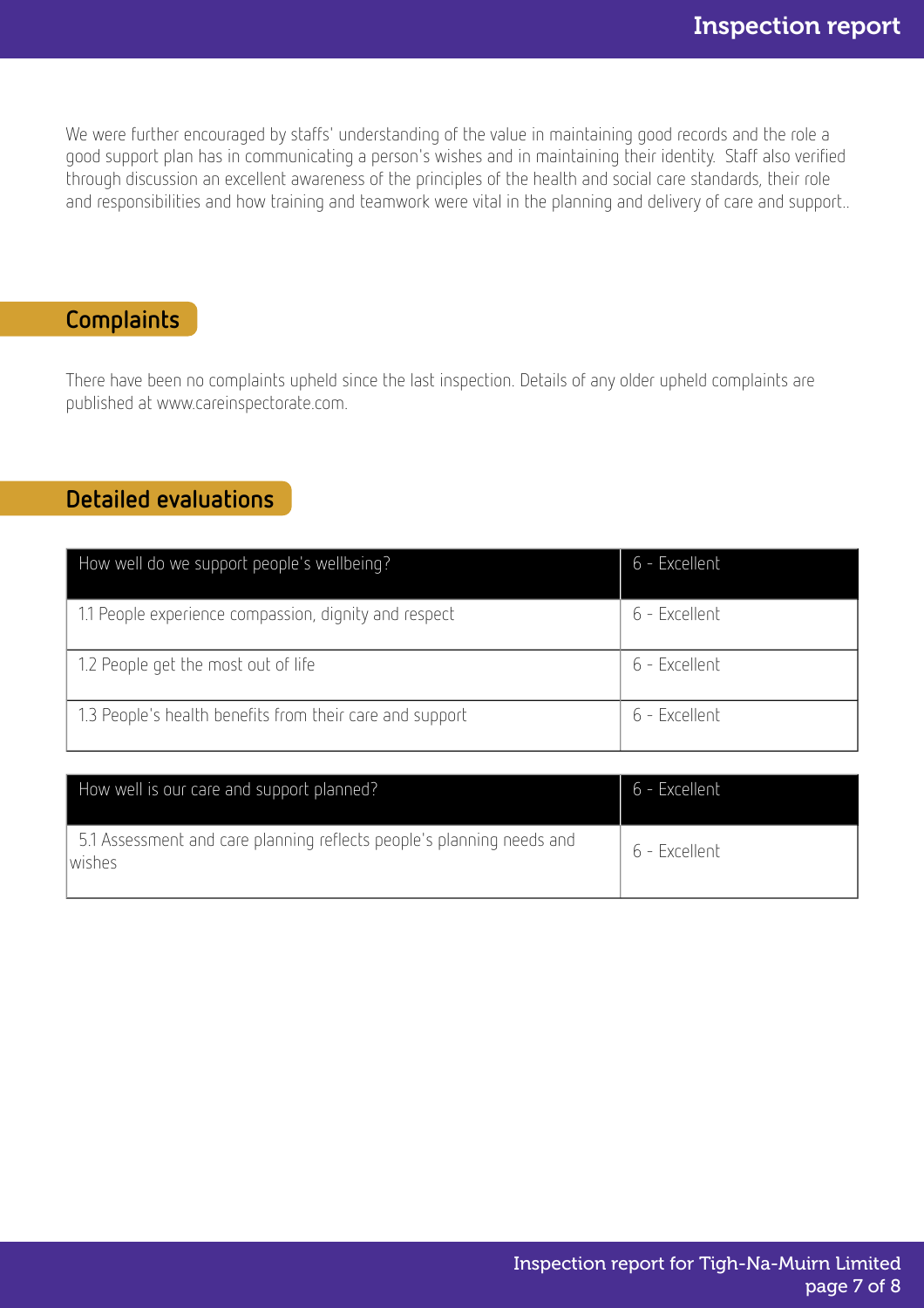We were further encouraged by staffs' understanding of the value in maintaining good records and the role a good support plan has in communicating a person's wishes and in maintaining their identity. Staff also verified through discussion an excellent awareness of the principles of the health and social care standards, their role and responsibilities and how training and teamwork were vital in the planning and delivery of care and support..

## Complaints

There have been no complaints upheld since the last inspection. Details of any older upheld complaints are published at www.careinspectorate.com.

## Detailed evaluations

| How well do we support people's wellbeing? | 6 - Excellent |
|---|---|
| 1.1 People experience compassion, dignity and respect | 6 - Excellent |
| 1.2 People get the most out of life | 6 - Excellent |
| 1.3 People's health benefits from their care and support | 6 - Excellent |

| How well is our care and support planned? | 6 - Excellent |
|---|---|
| 5.1 Assessment and care planning reflects people's planning needs and wishes | 6 - Excellent |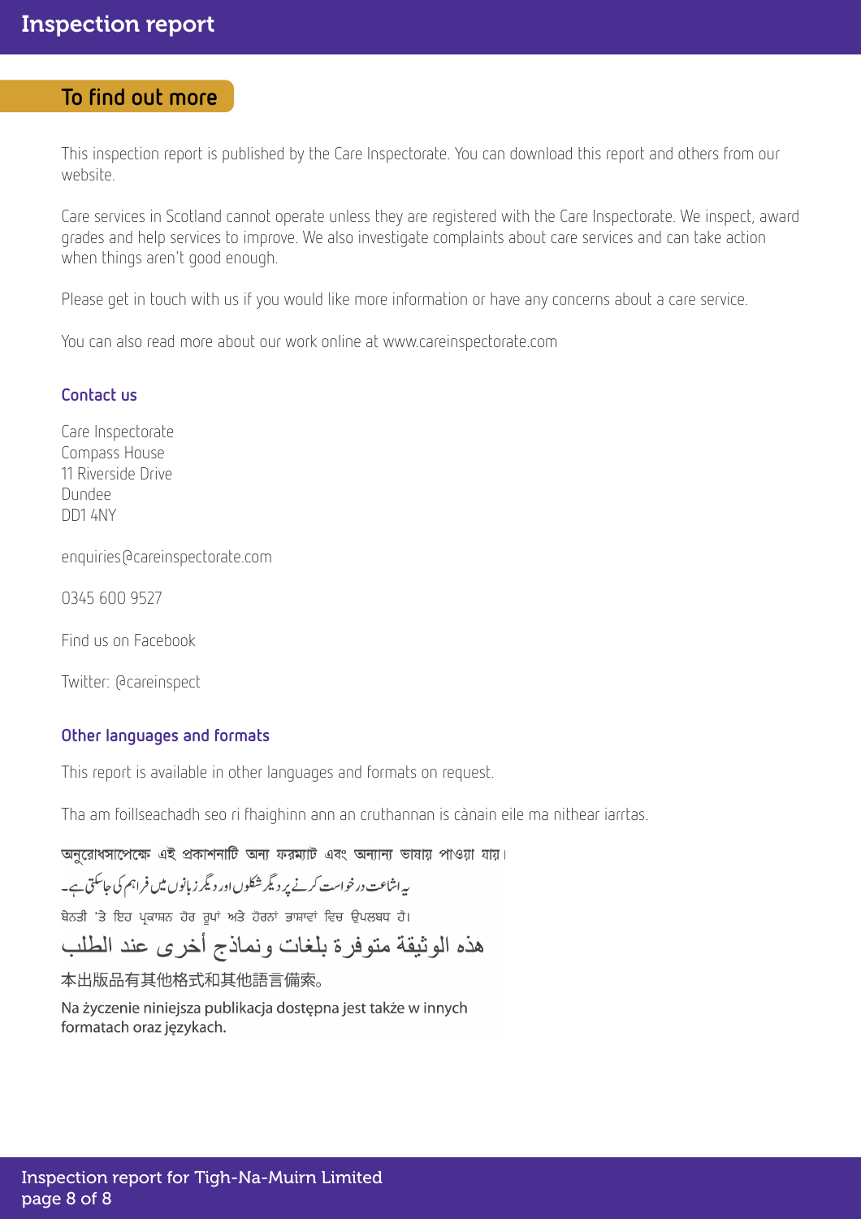## To find out more

This inspection report is published by the Care Inspectorate. You can download this report and others from our website.

Care services in Scotland cannot operate unless they are registered with the Care Inspectorate. We inspect, award grades and help services to improve. We also investigate complaints about care services and can take action when things aren't good enough.

Please get in touch with us if you would like more information or have any concerns about a care service.

You can also read more about our work online at www.careinspectorate.com

### Contact us

Care Inspectorate
Compass House
11 Riverside Drive
Dundee
DD1 4NY

enquiries@careinspectorate.com

0345 600 9527

Find us on Facebook

Twitter: @careinspect

### Other languages and formats

This report is available in other languages and formats on request.

Tha am foillseachadh seo ri fhaighinn ann an cruthannan is cànain eile ma nithear iarrtas.

অনুরোধসাপেক্ষে এই প্রকাশনাটি অন্য ফরম্যাট এবং অন্যান্য ভাষায় পাওয়া যায়।

یہ اشاعت درخواست کرنے پر دیگر شکلوں اور دیگر زبانوں میں فراہم کی جاسکتی ہے۔

ਬੇਨਤੀ 'ਤੇ ਇਹ ਪ੍ਰਕਾਸ਼ਨ ਹੋਰ ਰੂਪਾਂ ਅਤੇ ਹੋਰਨਾਂ ਭਾਸ਼ਾਵਾਂ ਵਿਚ ਉਪਲਬਧ ਹੈ।

هذه الوثيقة متوفرة بلغات ونماذج أخرى عند الطلب

本出版品有其他格式和其他語言備索。

Na życzenie niniejsza publikacja dostępna jest także w innych formatach oraz językach.